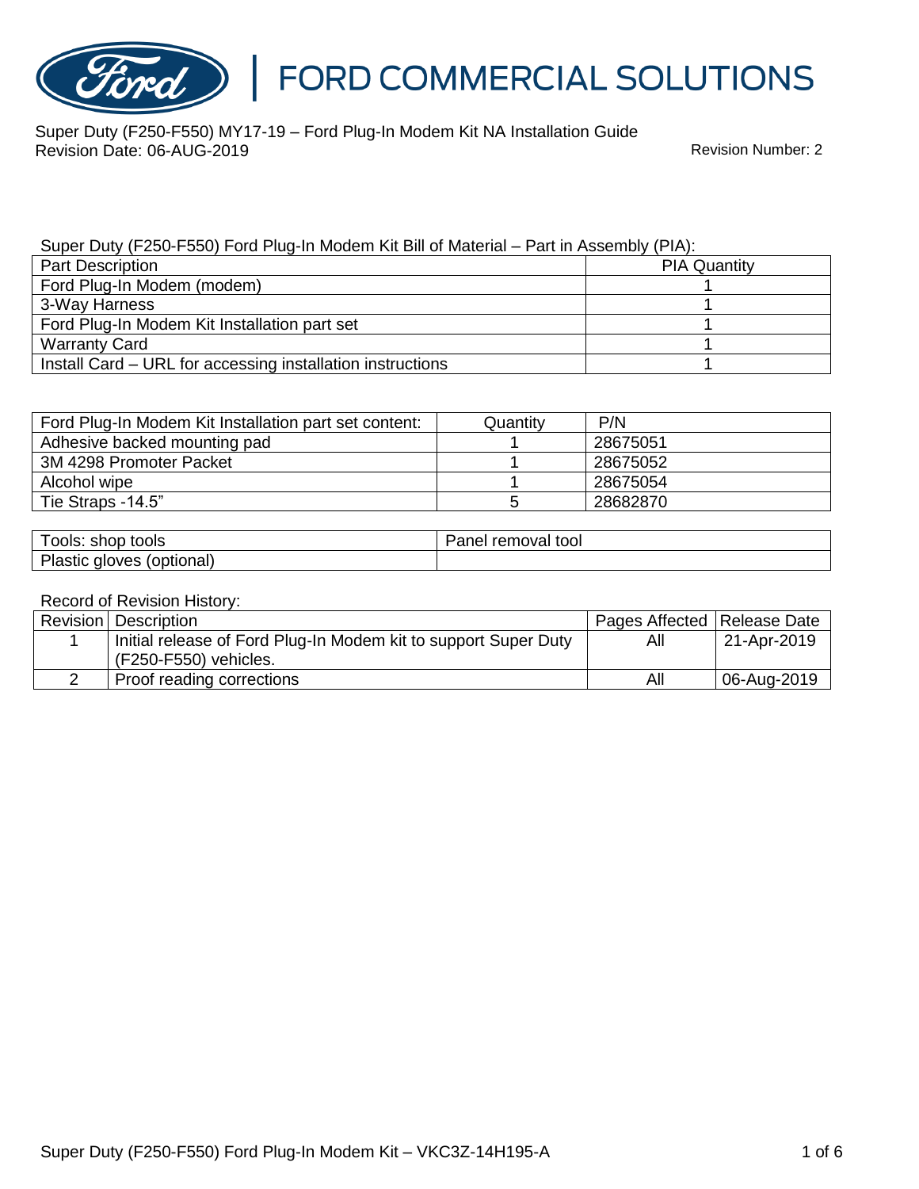# FORD COMMERCIAL SOLUTIONS

Super Duty (F250-F550) MY17-19 – Ford Plug-In Modem Kit NA Installation Guide
Revision Date: 06-AUG-2019

Revision Number: 2

Super Duty (F250-F550) Ford Plug-In Modem Kit Bill of Material – Part in Assembly (PIA):

| Part Description | PIA Quantity |
|---|---|
| Ford Plug-In Modem (modem) | 1 |
| 3-Way Harness | 1 |
| Ford Plug-In Modem Kit Installation part set | 1 |
| Warranty Card | 1 |
| Install Card – URL for accessing installation instructions | 1 |

| Ford Plug-In Modem Kit Installation part set content: | Quantity | P/N |
|---|---|---|
| Adhesive backed mounting pad | 1 | 28675051 |
| 3M 4298 Promoter Packet | 1 | 28675052 |
| Alcohol wipe | 1 | 28675054 |
| Tie Straps -14.5" | 5 | 28682870 |

| Tools: shop tools | Panel removal tool |
|---|---|
| Plastic gloves (optional) | |

Record of Revision History:

| Revision | Description | Pages Affected | Release Date |
|---|---|---|---|
| 1 | Initial release of Ford Plug-In Modem kit to support Super Duty (F250-F550) vehicles. | All | 21-Apr-2019 |
| 2 | Proof reading corrections | All | 06-Aug-2019 |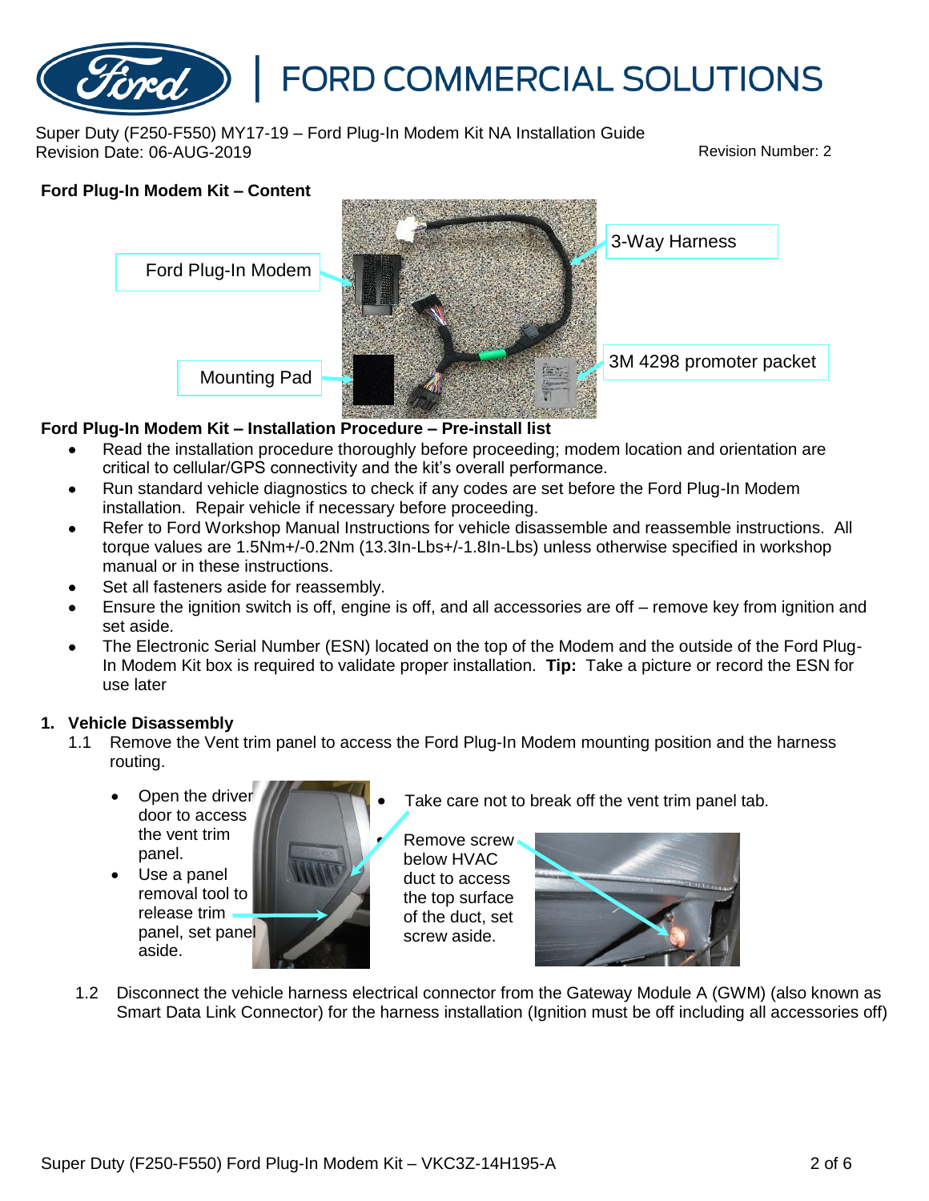Super Duty (F250-F550) MY17-19 – Ford Plug-In Modem Kit NA Installation Guide
Revision Date: 06-AUG-2019 Revision Number: 2

**Ford Plug-In Modem Kit – Content**

Ford Plug-In Modem

3-Way Harness

Mounting Pad

3M 4298 promoter packet

**Ford Plug-In Modem Kit – Installation Procedure – Pre-install list**

- Read the installation procedure thoroughly before proceeding; modem location and orientation are critical to cellular/GPS connectivity and the kit's overall performance.
- Run standard vehicle diagnostics to check if any codes are set before the Ford Plug-In Modem installation. Repair vehicle if necessary before proceeding.
- Refer to Ford Workshop Manual Instructions for vehicle disassemble and reassemble instructions. All torque values are 1.5Nm+/-0.2Nm (13.3In-Lbs+/-1.8In-Lbs) unless otherwise specified in workshop manual or in these instructions.
- Set all fasteners aside for reassembly.
- Ensure the ignition switch is off, engine is off, and all accessories are off – remove key from ignition and set aside.
- The Electronic Serial Number (ESN) located on the top of the Modem and the outside of the Ford Plug-In Modem Kit box is required to validate proper installation. **Tip:** Take a picture or record the ESN for use later

**1. Vehicle Disassembly**

1.1 Remove the Vent trim panel to access the Ford Plug-In Modem mounting position and the harness routing.

- Open the driver door to access the vent trim panel.
- Use a panel removal tool to release trim panel, set panel aside.

- Take care not to break off the vent trim panel tab.
- Remove screw below HVAC duct to access the top surface of the duct, set screw aside.

1.2 Disconnect the vehicle harness electrical connector from the Gateway Module A (GWM) (also known as Smart Data Link Connector) for the harness installation (Ignition must be off including all accessories off)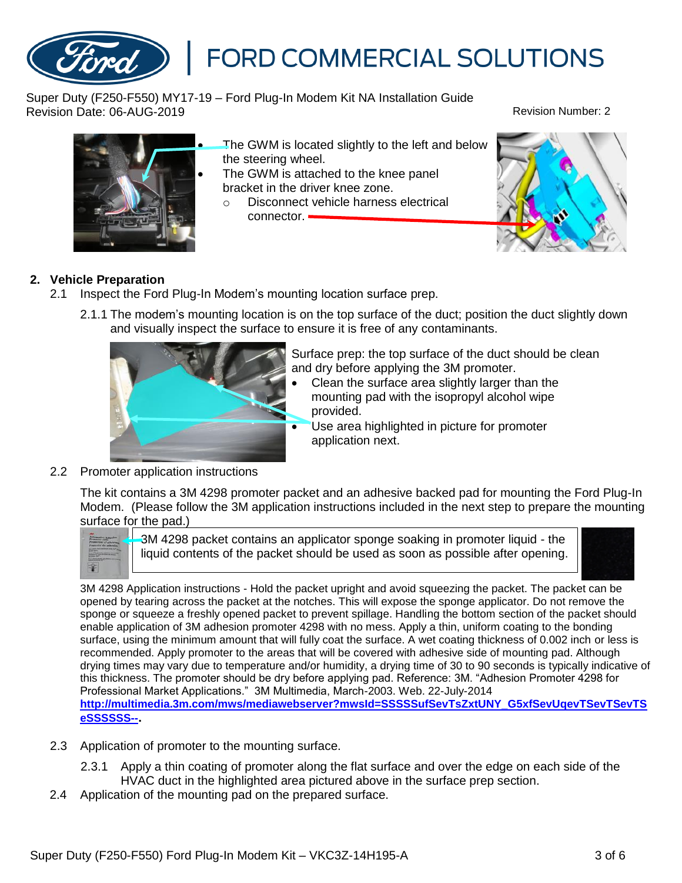- The GWM is located slightly to the left and below the steering wheel.
- The GWM is attached to the knee panel bracket in the driver knee zone.
  - Disconnect vehicle harness electrical connector.

## 2. Vehicle Preparation

2.1 Inspect the Ford Plug-In Modem's mounting location surface prep.

2.1.1 The modem's mounting location is on the top surface of the duct; position the duct slightly down and visually inspect the surface to ensure it is free of any contaminants.

Surface prep: the top surface of the duct should be clean and dry before applying the 3M promoter.

- Clean the surface area slightly larger than the mounting pad with the isopropyl alcohol wipe provided.
- Use area highlighted in picture for promoter application next.

2.2 Promoter application instructions

The kit contains a 3M 4298 promoter packet and an adhesive backed pad for mounting the Ford Plug-In Modem. (Please follow the 3M application instructions included in the next step to prepare the mounting surface for the pad.)

3M 4298 packet contains an applicator sponge soaking in promoter liquid - the liquid contents of the packet should be used as soon as possible after opening.

3M 4298 Application instructions - Hold the packet upright and avoid squeezing the packet. The packet can be opened by tearing across the packet at the notches. This will expose the sponge applicator. Do not remove the sponge or squeeze a freshly opened packet to prevent spillage. Handling the bottom section of the packet should enable application of 3M adhesion promoter 4298 with no mess. Apply a thin, uniform coating to the bonding surface, using the minimum amount that will fully coat the surface. A wet coating thickness of 0.002 inch or less is recommended. Apply promoter to the areas that will be covered with adhesive side of mounting pad. Although drying times may vary due to temperature and/or humidity, a drying time of 30 to 90 seconds is typically indicative of this thickness. The promoter should be dry before applying pad. Reference: 3M. "Adhesion Promoter 4298 for Professional Market Applications." 3M Multimedia, March-2003. Web. 22-July-2014 **http://multimedia.3m.com/mws/mediawebserver?mwsId=SSSSSufSevTsZxtUNY_G5xfSevUqevTSevTSeSSSSSS--.**

2.3 Application of promoter to the mounting surface.

2.3.1 Apply a thin coating of promoter along the flat surface and over the edge on each side of the HVAC duct in the highlighted area pictured above in the surface prep section.

2.4 Application of the mounting pad on the prepared surface.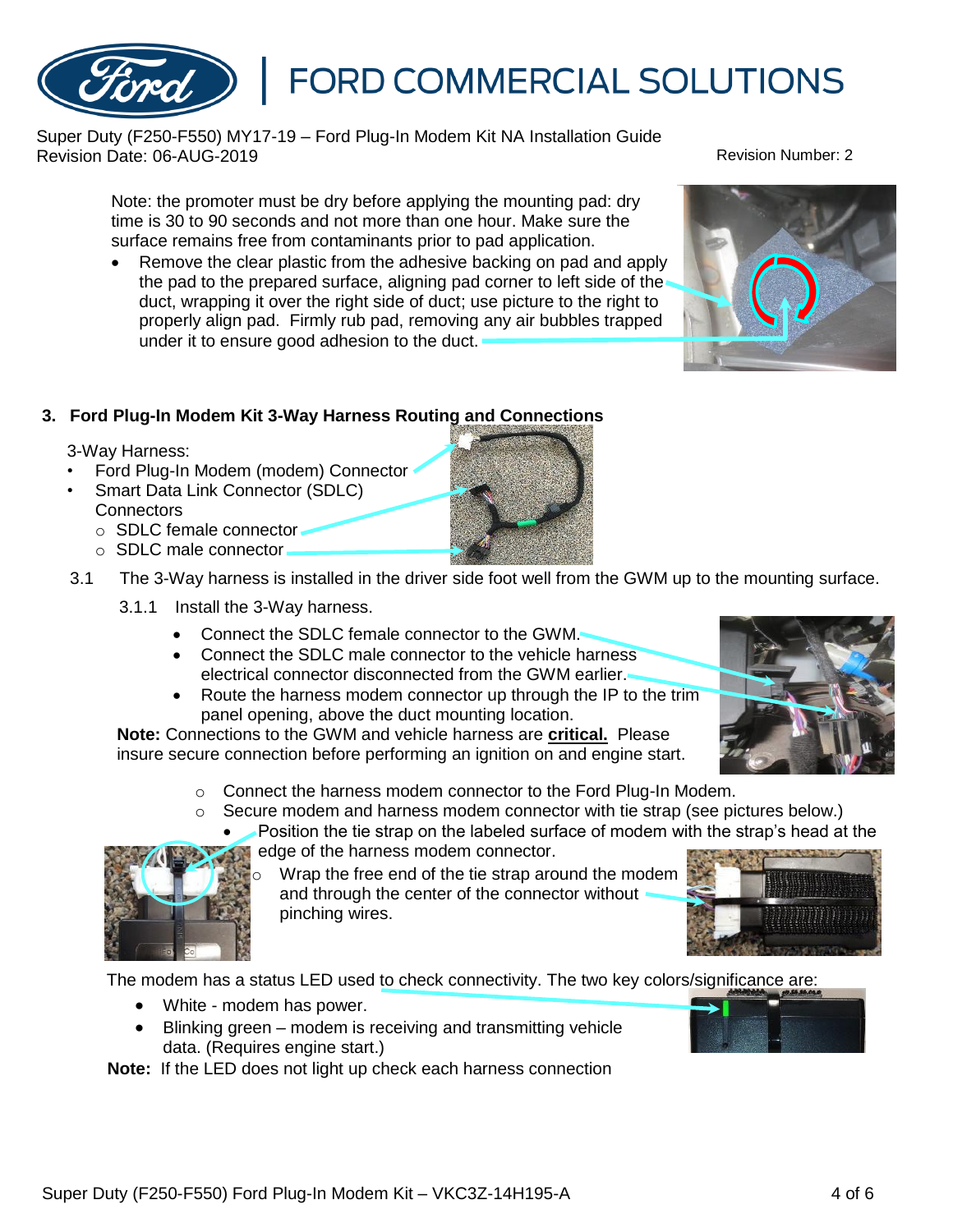Note: the promoter must be dry before applying the mounting pad: dry time is 30 to 90 seconds and not more than one hour. Make sure the surface remains free from contaminants prior to pad application.

- Remove the clear plastic from the adhesive backing on pad and apply the pad to the prepared surface, aligning pad corner to left side of the duct, wrapping it over the right side of duct; use picture to the right to properly align pad. Firmly rub pad, removing any air bubbles trapped under it to ensure good adhesion to the duct.

## 3. Ford Plug-In Modem Kit 3-Way Harness Routing and Connections

3-Way Harness:

- Ford Plug-In Modem (modem) Connector
- Smart Data Link Connector (SDLC) Connectors
  - SDLC female connector
  - SDLC male connector

3.1 The 3-Way harness is installed in the driver side foot well from the GWM up to the mounting surface.

3.1.1 Install the 3-Way harness.

- Connect the SDLC female connector to the GWM.
- Connect the SDLC male connector to the vehicle harness electrical connector disconnected from the GWM earlier.
- Route the harness modem connector up through the IP to the trim panel opening, above the duct mounting location.

**Note:** Connections to the GWM and vehicle harness are **critical.** Please insure secure connection before performing an ignition on and engine start.

- Connect the harness modem connector to the Ford Plug-In Modem.
- Secure modem and harness modem connector with tie strap (see pictures below.)
  - Position the tie strap on the labeled surface of modem with the strap's head at the edge of the harness modem connector.
    - Wrap the free end of the tie strap around the modem and through the center of the connector without pinching wires.

The modem has a status LED used to check connectivity. The two key colors/significance are:

- White - modem has power.
- Blinking green – modem is receiving and transmitting vehicle data. (Requires engine start.)

**Note:** If the LED does not light up check each harness connection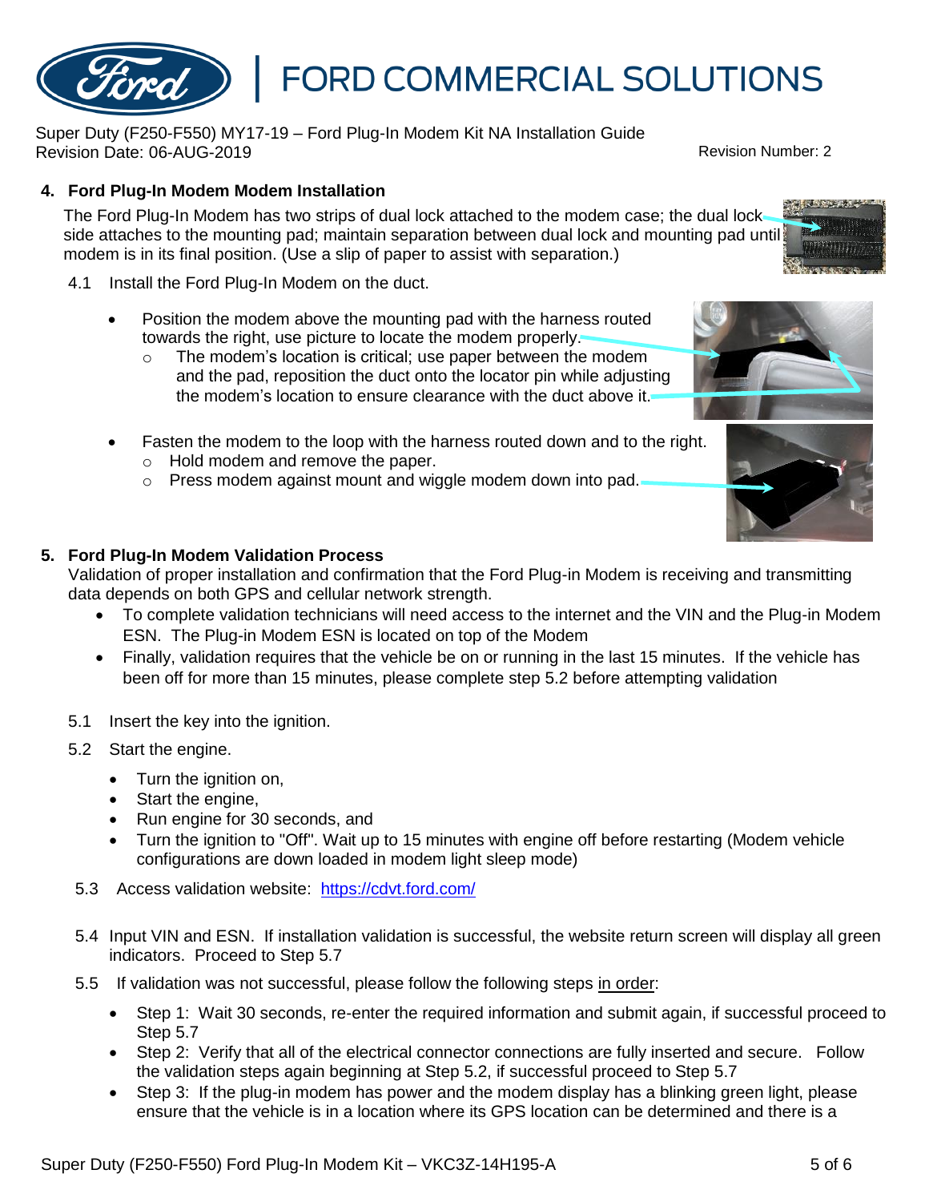## 4. Ford Plug-In Modem Modem Installation

The Ford Plug-In Modem has two strips of dual lock attached to the modem case; the dual lock side attaches to the mounting pad; maintain separation between dual lock and mounting pad until modem is in its final position. (Use a slip of paper to assist with separation.)

4.1 Install the Ford Plug-In Modem on the duct.

- Position the modem above the mounting pad with the harness routed towards the right, use picture to locate the modem properly.
  - The modem's location is critical; use paper between the modem and the pad, reposition the duct onto the locator pin while adjusting the modem's location to ensure clearance with the duct above it.
- Fasten the modem to the loop with the harness routed down and to the right.
  - Hold modem and remove the paper.
  - Press modem against mount and wiggle modem down into pad.

## 5. Ford Plug-In Modem Validation Process

Validation of proper installation and confirmation that the Ford Plug-in Modem is receiving and transmitting data depends on both GPS and cellular network strength.

- To complete validation technicians will need access to the internet and the VIN and the Plug-in Modem ESN. The Plug-in Modem ESN is located on top of the Modem
- Finally, validation requires that the vehicle be on or running in the last 15 minutes. If the vehicle has been off for more than 15 minutes, please complete step 5.2 before attempting validation

5.1 Insert the key into the ignition.

5.2 Start the engine.

- Turn the ignition on,
- Start the engine,
- Run engine for 30 seconds, and
- Turn the ignition to "Off". Wait up to 15 minutes with engine off before restarting (Modem vehicle configurations are down loaded in modem light sleep mode)

5.3 Access validation website: [https://cdvt.ford.com/](https://cdvt.ford.com/)

5.4 Input VIN and ESN. If installation validation is successful, the website return screen will display all green indicators. Proceed to Step 5.7

5.5 If validation was not successful, please follow the following steps in order:

- Step 1: Wait 30 seconds, re-enter the required information and submit again, if successful proceed to Step 5.7
- Step 2: Verify that all of the electrical connector connections are fully inserted and secure. Follow the validation steps again beginning at Step 5.2, if successful proceed to Step 5.7
- Step 3: If the plug-in modem has power and the modem display has a blinking green light, please ensure that the vehicle is in a location where its GPS location can be determined and there is a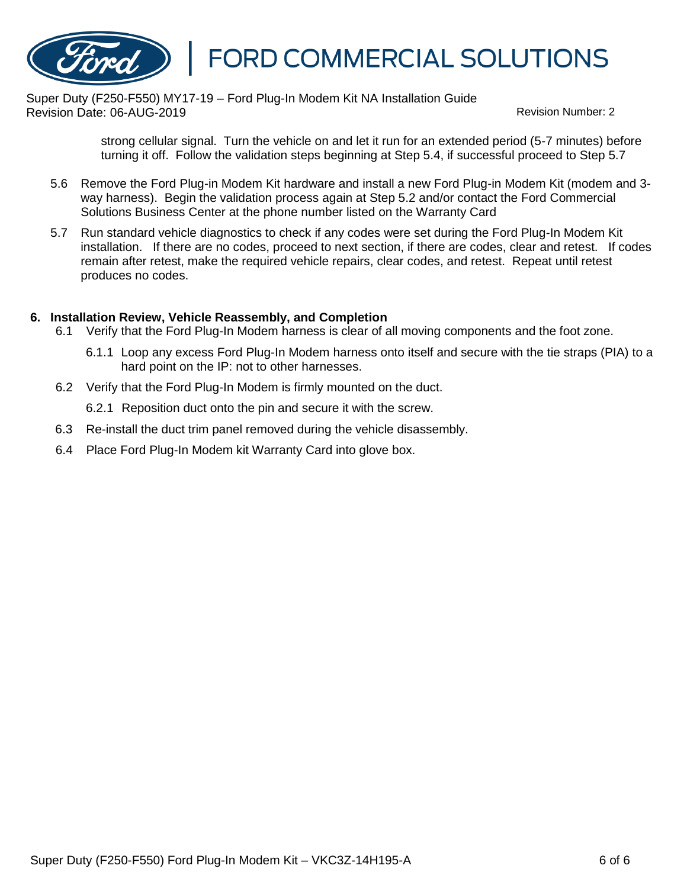strong cellular signal. Turn the vehicle on and let it run for an extended period (5-7 minutes) before turning it off. Follow the validation steps beginning at Step 5.4, if successful proceed to Step 5.7

5.6 Remove the Ford Plug-in Modem Kit hardware and install a new Ford Plug-in Modem Kit (modem and 3-way harness). Begin the validation process again at Step 5.2 and/or contact the Ford Commercial Solutions Business Center at the phone number listed on the Warranty Card

5.7 Run standard vehicle diagnostics to check if any codes were set during the Ford Plug-In Modem Kit installation. If there are no codes, proceed to next section, if there are codes, clear and retest. If codes remain after retest, make the required vehicle repairs, clear codes, and retest. Repeat until retest produces no codes.

## 6. Installation Review, Vehicle Reassembly, and Completion

6.1 Verify that the Ford Plug-In Modem harness is clear of all moving components and the foot zone.

6.1.1 Loop any excess Ford Plug-In Modem harness onto itself and secure with the tie straps (PIA) to a hard point on the IP: not to other harnesses.

6.2 Verify that the Ford Plug-In Modem is firmly mounted on the duct.

6.2.1 Reposition duct onto the pin and secure it with the screw.

6.3 Re-install the duct trim panel removed during the vehicle disassembly.

6.4 Place Ford Plug-In Modem kit Warranty Card into glove box.